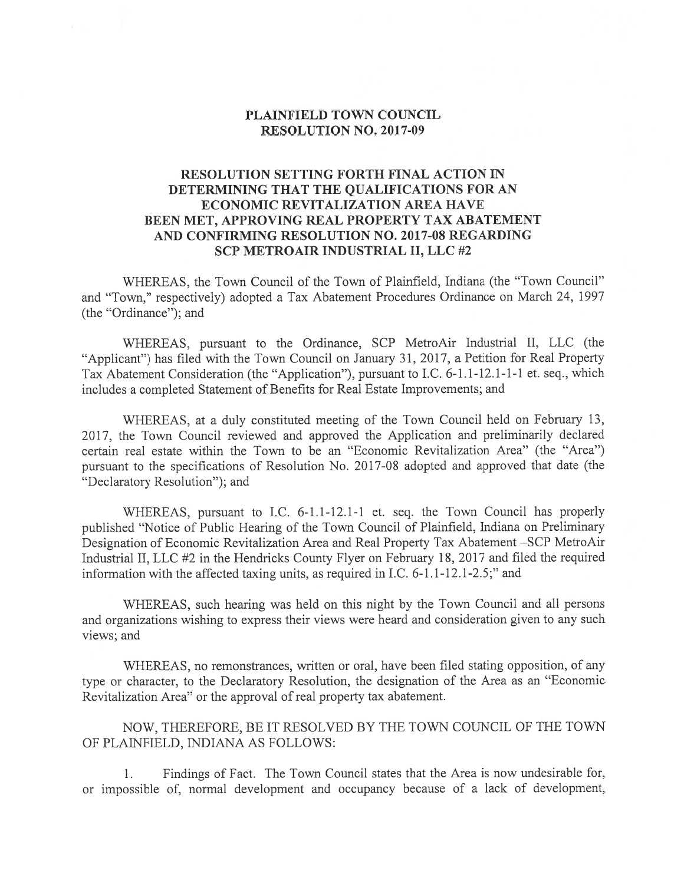# PLAINFIELD TOWN COUNCIL
# RESOLUTION NO. 2017-09

## RESOLUTION SETTING FORTH FINAL ACTION IN DETERMINING THAT THE QUALIFICATIONS FOR AN ECONOMIC REVITALIZATION AREA HAVE BEEN MET, APPROVING REAL PROPERTY TAX ABATEMENT AND CONFIRMING RESOLUTION NO. 2017-08 REGARDING SCP METROAIR INDUSTRIAL II, LLC #2

WHEREAS, the Town Council of the Town of Plainfield, Indiana (the "Town Council" and "Town," respectively) adopted a Tax Abatement Procedures Ordinance on March 24, 1997 (the "Ordinance"); and

WHEREAS, pursuant to the Ordinance, SCP MetroAir Industrial II, LLC (the "Applicant") has filed with the Town Council on January 31, 2017, a Petition for Real Property Tax Abatement Consideration (the "Application"), pursuant to I.C. 6-1.1-12.1-1-1 et. seq., which includes a completed Statement of Benefits for Real Estate Improvements; and

WHEREAS, at a duly constituted meeting of the Town Council held on February 13, 2017, the Town Council reviewed and approved the Application and preliminarily declared certain real estate within the Town to be an "Economic Revitalization Area" (the "Area") pursuant to the specifications of Resolution No. 2017-08 adopted and approved that date (the "Declaratory Resolution"); and

WHEREAS, pursuant to I.C. 6-1.1-12.1-1 et. seq. the Town Council has properly published "Notice of Public Hearing of the Town Council of Plainfield, Indiana on Preliminary Designation of Economic Revitalization Area and Real Property Tax Abatement –SCP MetroAir Industrial II, LLC #2 in the Hendricks County Flyer on February 18, 2017 and filed the required information with the affected taxing units, as required in I.C. 6-1.1-12.1-2.5;" and

WHEREAS, such hearing was held on this night by the Town Council and all persons and organizations wishing to express their views were heard and consideration given to any such views; and

WHEREAS, no remonstrances, written or oral, have been filed stating opposition, of any type or character, to the Declaratory Resolution, the designation of the Area as an "Economic Revitalization Area" or the approval of real property tax abatement.

NOW, THEREFORE, BE IT RESOLVED BY THE TOWN COUNCIL OF THE TOWN OF PLAINFIELD, INDIANA AS FOLLOWS:

1. Findings of Fact. The Town Council states that the Area is now undesirable for, or impossible of, normal development and occupancy because of a lack of development,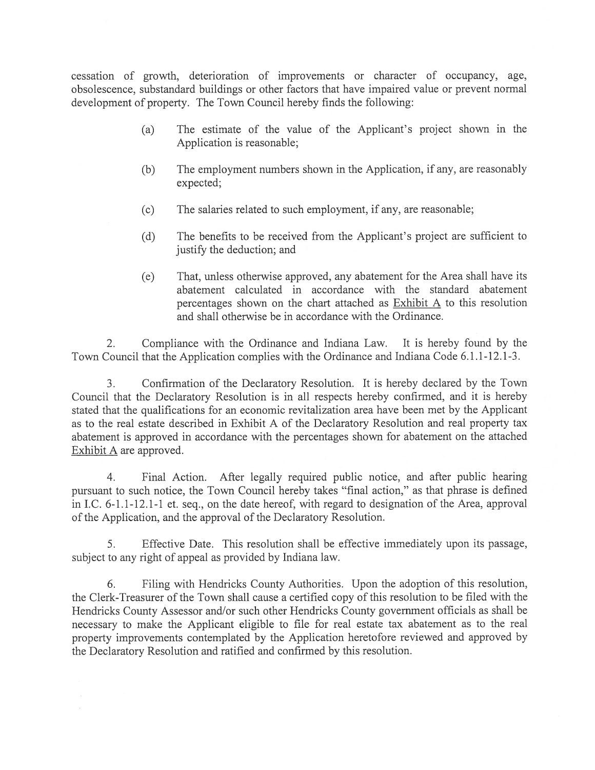cessation of growth, deterioration of improvements or character of occupancy, age, obsolescence, substandard buildings or other factors that have impaired value or prevent normal development of property. The Town Council hereby finds the following:

(a) The estimate of the value of the Applicant's project shown in the Application is reasonable;

(b) The employment numbers shown in the Application, if any, are reasonably expected;

(c) The salaries related to such employment, if any, are reasonable;

(d) The benefits to be received from the Applicant's project are sufficient to justify the deduction; and

(e) That, unless otherwise approved, any abatement for the Area shall have its abatement calculated in accordance with the standard abatement percentages shown on the chart attached as Exhibit A to this resolution and shall otherwise be in accordance with the Ordinance.

2. Compliance with the Ordinance and Indiana Law. It is hereby found by the Town Council that the Application complies with the Ordinance and Indiana Code 6.1.1-12.1-3.

3. Confirmation of the Declaratory Resolution. It is hereby declared by the Town Council that the Declaratory Resolution is in all respects hereby confirmed, and it is hereby stated that the qualifications for an economic revitalization area have been met by the Applicant as to the real estate described in Exhibit A of the Declaratory Resolution and real property tax abatement is approved in accordance with the percentages shown for abatement on the attached Exhibit A are approved.

4. Final Action. After legally required public notice, and after public hearing pursuant to such notice, the Town Council hereby takes "final action," as that phrase is defined in I.C. 6-1.1-12.1-1 et. seq., on the date hereof, with regard to designation of the Area, approval of the Application, and the approval of the Declaratory Resolution.

5. Effective Date. This resolution shall be effective immediately upon its passage, subject to any right of appeal as provided by Indiana law.

6. Filing with Hendricks County Authorities. Upon the adoption of this resolution, the Clerk-Treasurer of the Town shall cause a certified copy of this resolution to be filed with the Hendricks County Assessor and/or such other Hendricks County government officials as shall be necessary to make the Applicant eligible to file for real estate tax abatement as to the real property improvements contemplated by the Application heretofore reviewed and approved by the Declaratory Resolution and ratified and confirmed by this resolution.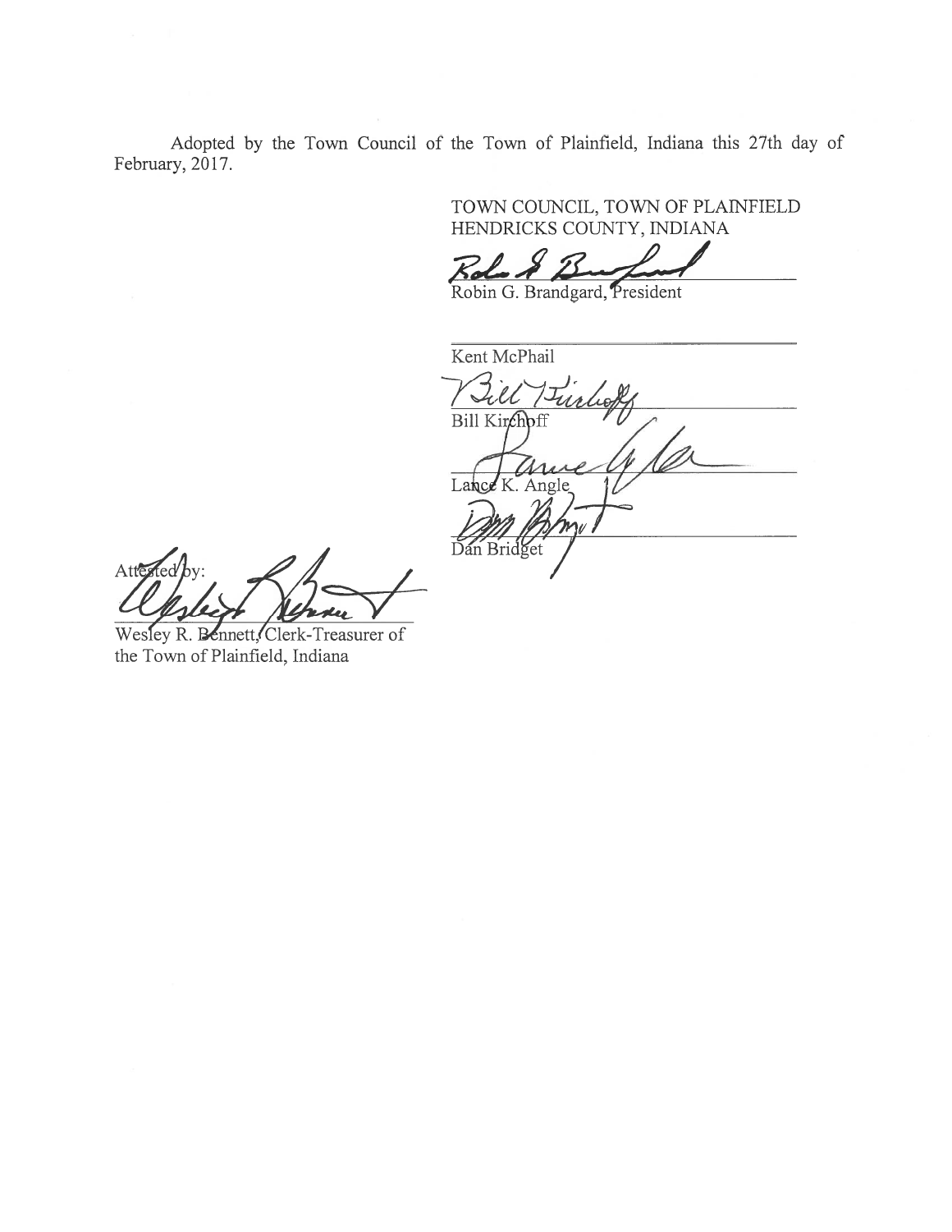Adopted by the Town Council of the Town of Plainfield, Indiana this 27th day of February, 2017.

TOWN COUNCIL, TOWN OF PLAINFIELD
HENDRICKS COUNTY, INDIANA

Robin G. Brandgard, President

Kent McPhail

Bill Kirchoff

Lance K. Angle

Dan Bridget

Attested by:

Wesley R. Bennett, Clerk-Treasurer of the Town of Plainfield, Indiana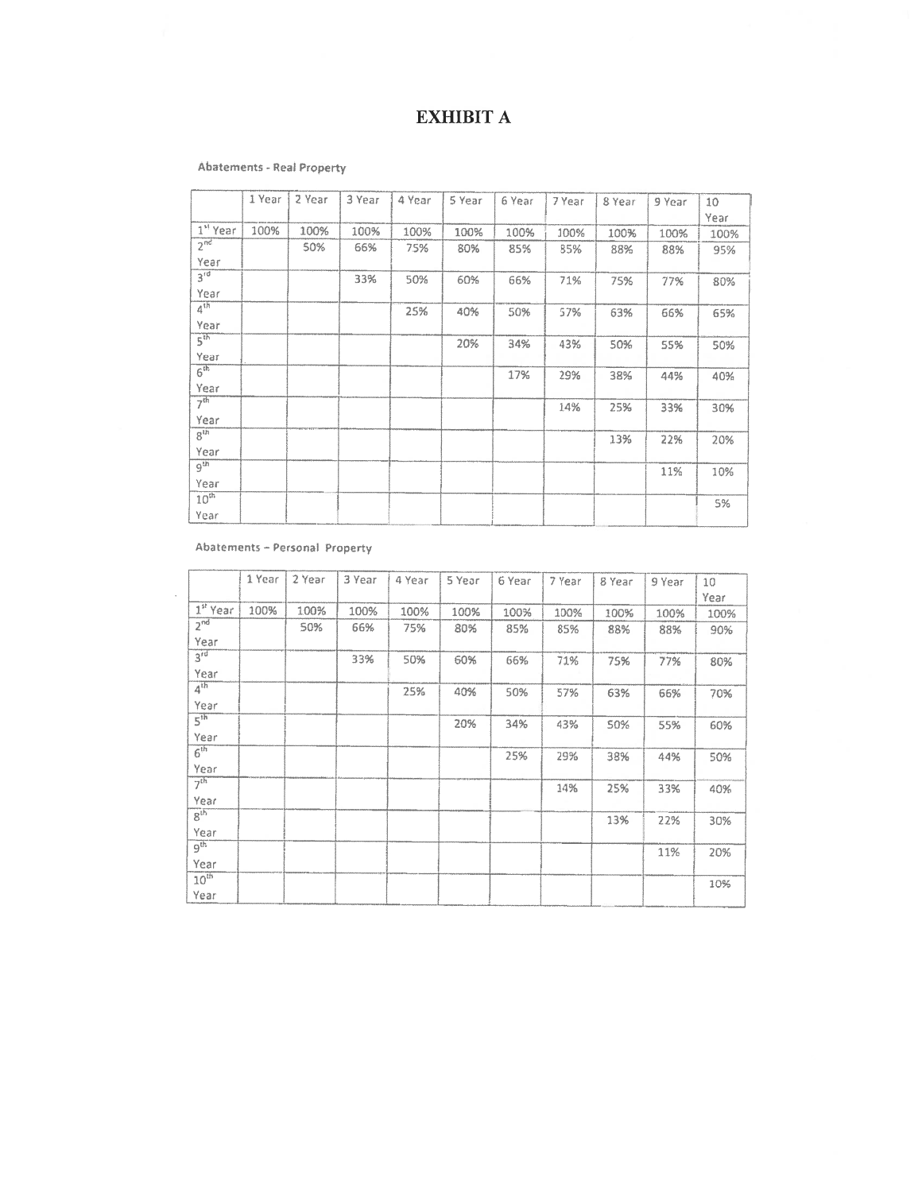# EXHIBIT A

Abatements - Real Property

| | 1 Year | 2 Year | 3 Year | 4 Year | 5 Year | 6 Year | 7 Year | 8 Year | 9 Year | 10 Year |
|---|---|---|---|---|---|---|---|---|---|---|
| 1st Year | 100% | 100% | 100% | 100% | 100% | 100% | 100% | 100% | 100% | 100% |
| 2nd Year | | 50% | 66% | 75% | 80% | 85% | 85% | 88% | 88% | 95% |
| 3rd Year | | | 33% | 50% | 60% | 66% | 71% | 75% | 77% | 80% |
| 4th Year | | | | 25% | 40% | 50% | 57% | 63% | 66% | 65% |
| 5th Year | | | | | 20% | 34% | 43% | 50% | 55% | 50% |
| 6th Year | | | | | | 17% | 29% | 38% | 44% | 40% |
| 7th Year | | | | | | | 14% | 25% | 33% | 30% |
| 8th Year | | | | | | | | 13% | 22% | 20% |
| 9th Year | | | | | | | | | 11% | 10% |
| 10th Year | | | | | | | | | | 5% |

Abatements – Personal Property

| | 1 Year | 2 Year | 3 Year | 4 Year | 5 Year | 6 Year | 7 Year | 8 Year | 9 Year | 10 Year |
|---|---|---|---|---|---|---|---|---|---|---|
| 1st Year | 100% | 100% | 100% | 100% | 100% | 100% | 100% | 100% | 100% | 100% |
| 2nd Year | | 50% | 66% | 75% | 80% | 85% | 85% | 88% | 88% | 90% |
| 3rd Year | | | 33% | 50% | 60% | 66% | 71% | 75% | 77% | 80% |
| 4th Year | | | | 25% | 40% | 50% | 57% | 63% | 66% | 70% |
| 5th Year | | | | | 20% | 34% | 43% | 50% | 55% | 60% |
| 6th Year | | | | | | 25% | 29% | 38% | 44% | 50% |
| 7th Year | | | | | | | 14% | 25% | 33% | 40% |
| 8th Year | | | | | | | | 13% | 22% | 30% |
| 9th Year | | | | | | | | | 11% | 20% |
| 10th Year | | | | | | | | | | 10% |